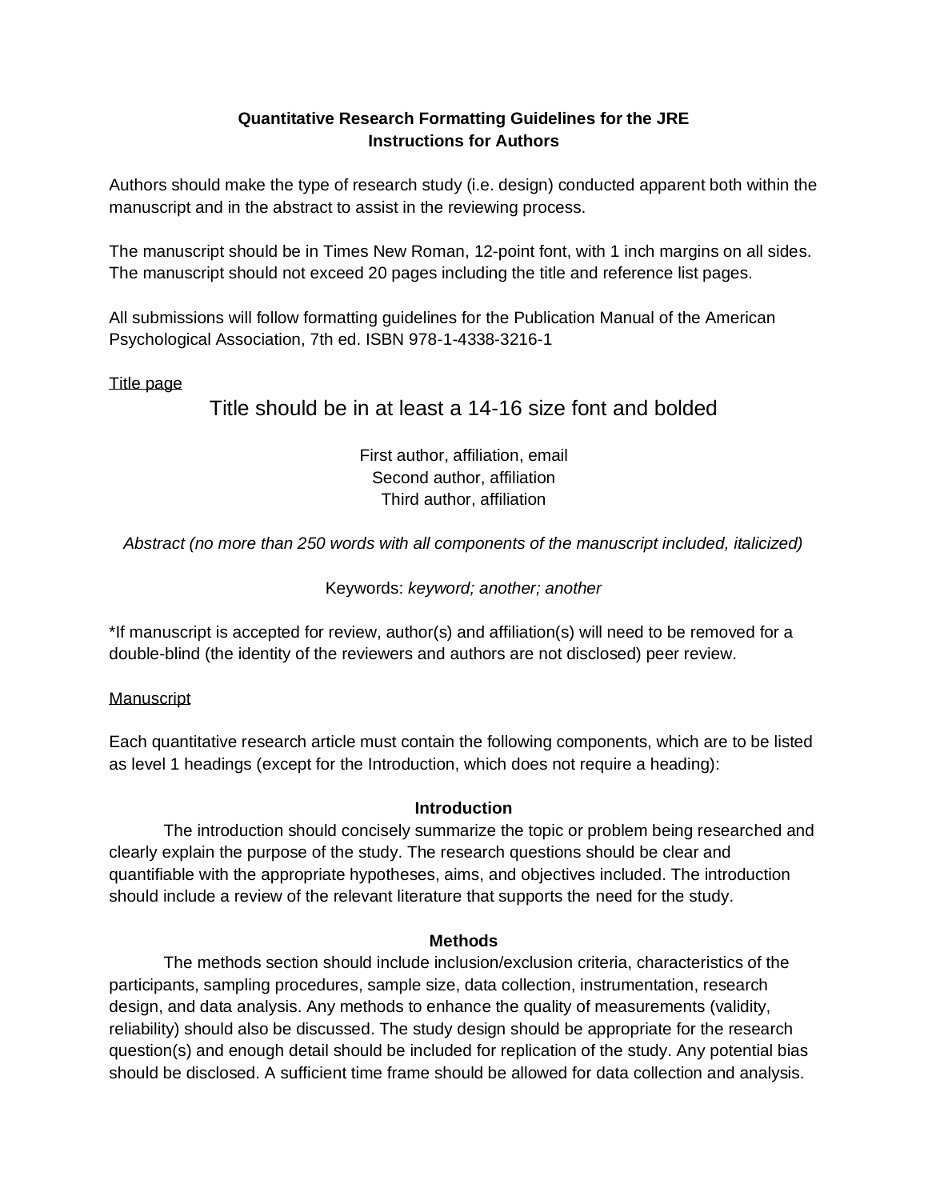**Quantitative Research Formatting Guidelines for the JRE**
**Instructions for Authors**

Authors should make the type of research study (i.e. design) conducted apparent both within the manuscript and in the abstract to assist in the reviewing process.

The manuscript should be in Times New Roman, 12-point font, with 1 inch margins on all sides. The manuscript should not exceed 20 pages including the title and reference list pages.

All submissions will follow formatting guidelines for the Publication Manual of the American Psychological Association, 7th ed. ISBN 978-1-4338-3216-1

<u>Title page</u>

Title should be in at least a 14-16 size font and bolded

First author, affiliation, email
Second author, affiliation
Third author, affiliation

*Abstract (no more than 250 words with all components of the manuscript included, italicized)*

Keywords: *keyword; another; another*

*If manuscript is accepted for review, author(s) and affiliation(s) will need to be removed for a double-blind (the identity of the reviewers and authors are not disclosed) peer review.

<u>Manuscript</u>

Each quantitative research article must contain the following components, which are to be listed as level 1 headings (except for the Introduction, which does not require a heading):

**Introduction**

The introduction should concisely summarize the topic or problem being researched and clearly explain the purpose of the study. The research questions should be clear and quantifiable with the appropriate hypotheses, aims, and objectives included. The introduction should include a review of the relevant literature that supports the need for the study.

**Methods**

The methods section should include inclusion/exclusion criteria, characteristics of the participants, sampling procedures, sample size, data collection, instrumentation, research design, and data analysis. Any methods to enhance the quality of measurements (validity, reliability) should also be discussed. The study design should be appropriate for the research question(s) and enough detail should be included for replication of the study. Any potential bias should be disclosed. A sufficient time frame should be allowed for data collection and analysis.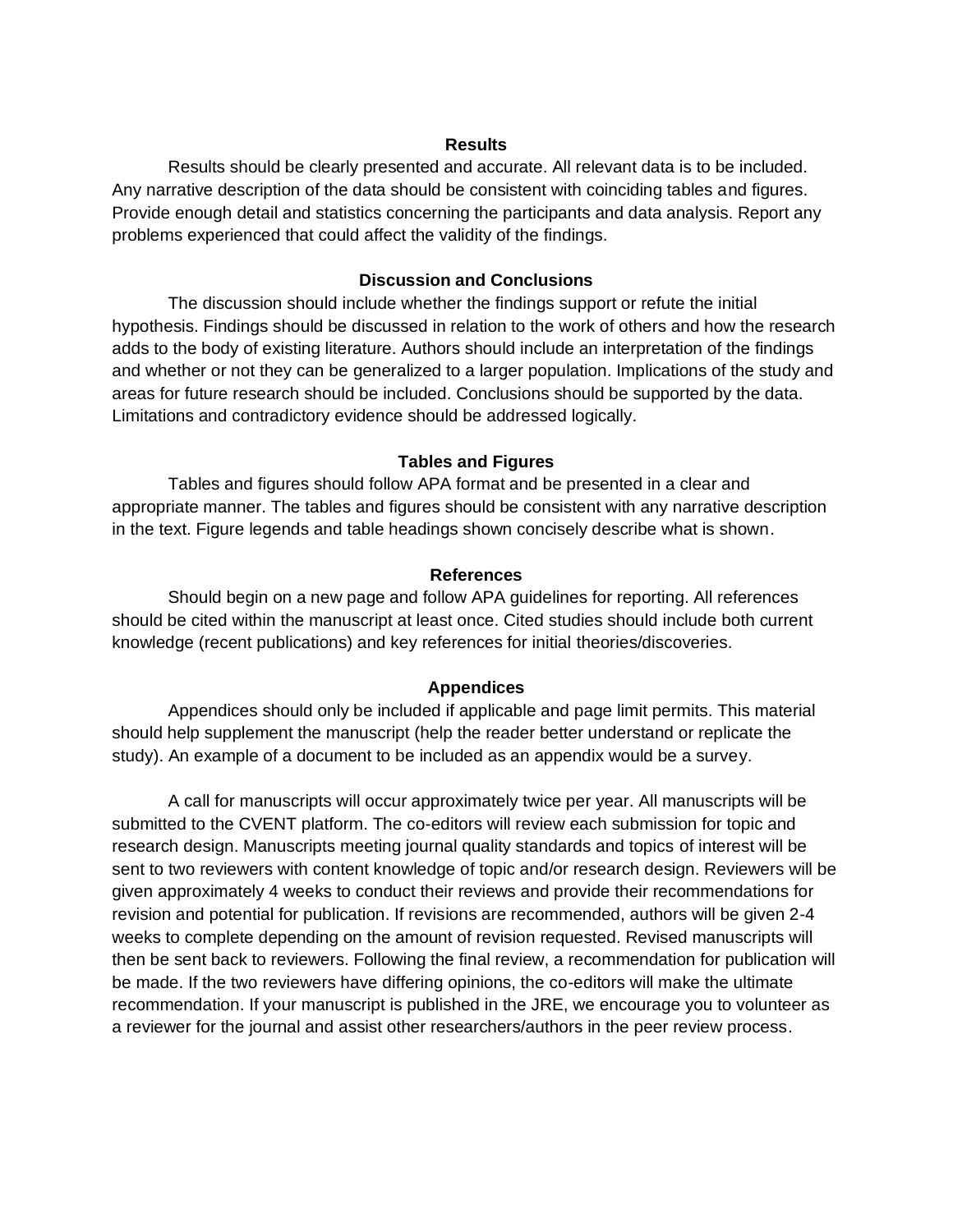## Results

Results should be clearly presented and accurate. All relevant data is to be included. Any narrative description of the data should be consistent with coinciding tables and figures. Provide enough detail and statistics concerning the participants and data analysis. Report any problems experienced that could affect the validity of the findings.

## Discussion and Conclusions

The discussion should include whether the findings support or refute the initial hypothesis. Findings should be discussed in relation to the work of others and how the research adds to the body of existing literature. Authors should include an interpretation of the findings and whether or not they can be generalized to a larger population. Implications of the study and areas for future research should be included. Conclusions should be supported by the data. Limitations and contradictory evidence should be addressed logically.

## Tables and Figures

Tables and figures should follow APA format and be presented in a clear and appropriate manner. The tables and figures should be consistent with any narrative description in the text. Figure legends and table headings shown concisely describe what is shown.

## References

Should begin on a new page and follow APA guidelines for reporting. All references should be cited within the manuscript at least once. Cited studies should include both current knowledge (recent publications) and key references for initial theories/discoveries.

## Appendices

Appendices should only be included if applicable and page limit permits. This material should help supplement the manuscript (help the reader better understand or replicate the study). An example of a document to be included as an appendix would be a survey.

A call for manuscripts will occur approximately twice per year. All manuscripts will be submitted to the CVENT platform. The co-editors will review each submission for topic and research design. Manuscripts meeting journal quality standards and topics of interest will be sent to two reviewers with content knowledge of topic and/or research design. Reviewers will be given approximately 4 weeks to conduct their reviews and provide their recommendations for revision and potential for publication. If revisions are recommended, authors will be given 2-4 weeks to complete depending on the amount of revision requested. Revised manuscripts will then be sent back to reviewers. Following the final review, a recommendation for publication will be made. If the two reviewers have differing opinions, the co-editors will make the ultimate recommendation. If your manuscript is published in the JRE, we encourage you to volunteer as a reviewer for the journal and assist other researchers/authors in the peer review process.